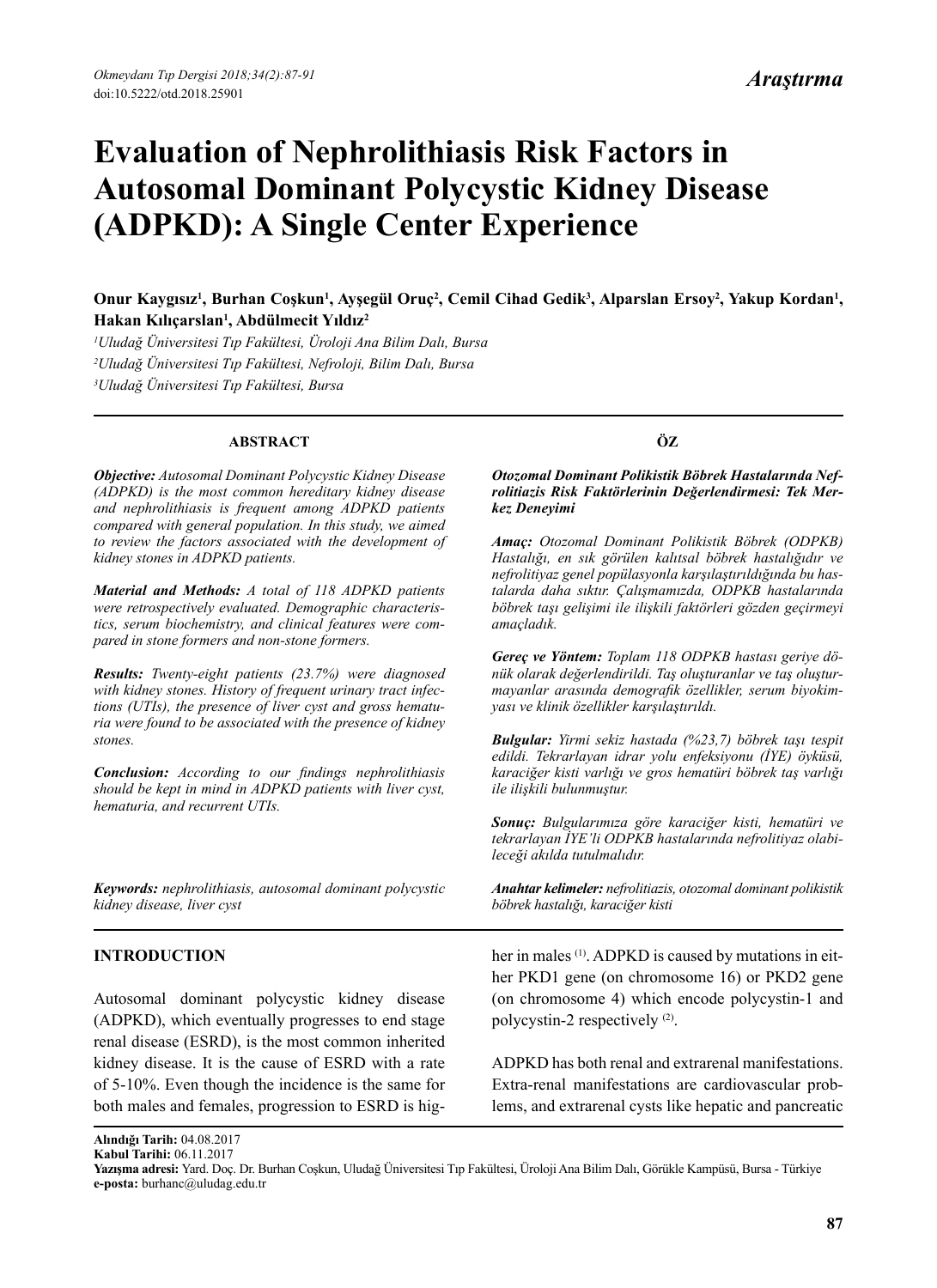*Araştırma*

# Evaluation of Nephrolithiasis Risk Factors in Autosomal Dominant Polycystic Kidney Disease (ADPKD): A Single Center Experience

**Onur Kaygısız[1], Burhan Coşkun[1], Ayşegül Oruç[2], Cemil Cihad Gedik[3], Alparslan Ersoy[2], Yakup Kordan[1], Hakan Kılıçarslan[1], Abdülmecit Yıldız[2]**

*[1]Uludağ Üniversitesi Tıp Fakültesi, Üroloji Ana Bilim Dalı, Bursa*
*[2]Uludağ Üniversitesi Tıp Fakültesi, Nefroloji, Bilim Dalı, Bursa*
*[3]Uludağ Üniversitesi Tıp Fakültesi, Bursa*

## ABSTRACT

***Objective:*** *Autosomal Dominant Polycystic Kidney Disease (ADPKD) is the most common hereditary kidney disease and nephrolithiasis is frequent among ADPKD patients compared with general population. In this study, we aimed to review the factors associated with the development of kidney stones in ADPKD patients.*

***Material and Methods:*** *A total of 118 ADPKD patients were retrospectively evaluated. Demographic characteristics, serum biochemistry, and clinical features were compared in stone formers and non-stone formers.*

***Results:*** *Twenty-eight patients (23.7%) were diagnosed with kidney stones. History of frequent urinary tract infections (UTIs), the presence of liver cyst and gross hematuria were found to be associated with the presence of kidney stones.*

***Conclusion:*** *According to our findings nephrolithiasis should be kept in mind in ADPKD patients with liver cyst, hematuria, and recurrent UTIs.*

***Keywords:*** *nephrolithiasis, autosomal dominant polycystic kidney disease, liver cyst*

## ÖZ

***Otozomal Dominant Polikistik Böbrek Hastalarında Nefrolitiazis Risk Faktörlerinin Değerlendirmesi: Tek Merkez Deneyimi***

***Amaç:*** *Otozomal Dominant Polikistik Böbrek (ODPKB) Hastalığı, en sık görülen kalıtsal böbrek hastalığıdır ve nefrolitiyaz genel popülasyonla karşılaştırıldığında bu hastalarda daha sıktır. Çalışmamızda, ODPKB hastalarında böbrek taşı gelişimi ile ilişkili faktörleri gözden geçirmeyi amaçladık.*

***Gereç ve Yöntem:*** *Toplam 118 ODPKB hastası geriye dönük olarak değerlendirildi. Taş oluşturanlar ve taş oluşturmayanlar arasında demografik özellikler, serum biyokimyası ve klinik özellikler karşılaştırıldı.*

***Bulgular:*** *Yirmi sekiz hastada (%23,7) böbrek taşı tespit edildi. Tekrarlayan idrar yolu enfeksiyonu (İYE) öyküsü, karaciğer kisti varlığı ve gros hematüri böbrek taş varlığı ile ilişkili bulunmuştur.*

***Sonuç:*** *Bulgularımıza göre karaciğer kisti, hematüri ve tekrarlayan İYE'li ODPKB hastalarında nefrolitiyaz olabileceği akılda tutulmalıdır.*

***Anahtar kelimeler:*** *nefrolitiazis, otozomal dominant polikistik böbrek hastalığı, karaciğer kisti*

## INTRODUCTION

Autosomal dominant polycystic kidney disease (ADPKD), which eventually progresses to end stage renal disease (ESRD), is the most common inherited kidney disease. It is the cause of ESRD with a rate of 5-10%. Even though the incidence is the same for both males and females, progression to ESRD is higher in males [1]. ADPKD is caused by mutations in either PKD1 gene (on chromosome 16) or PKD2 gene (on chromosome 4) which encode polycystin-1 and polycystin-2 respectively [2].

ADPKD has both renal and extrarenal manifestations. Extra-renal manifestations are cardiovascular problems, and extrarenal cysts like hepatic and pancreatic

**Alındığı Tarih:** 04.08.2017
**Kabul Tarihi:** 06.11.2017
**Yazışma adresi:** Yard. Doç. Dr. Burhan Coşkun, Uludağ Üniversitesi Tıp Fakültesi, Üroloji Ana Bilim Dalı, Görükle Kampüsü, Bursa - Türkiye
**e-posta:** burhanc@uludag.edu.tr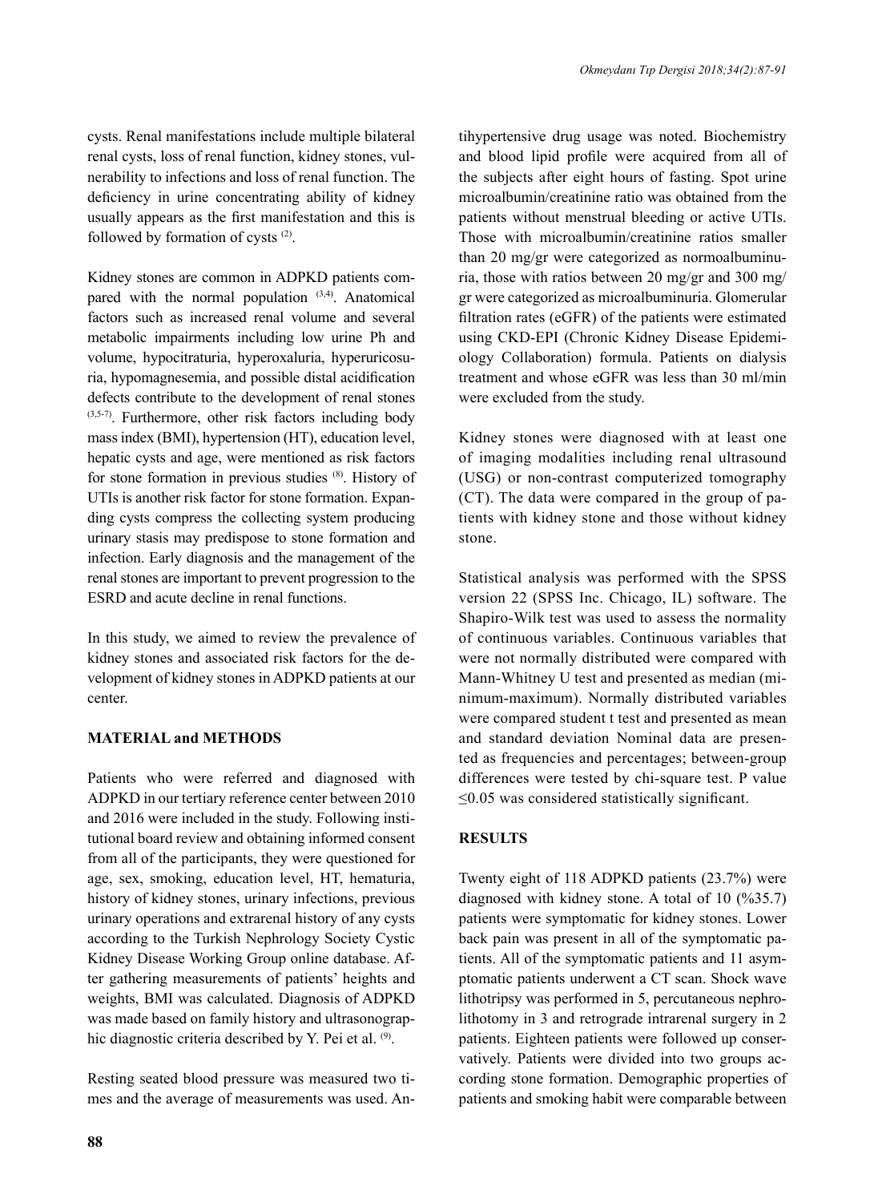cysts. Renal manifestations include multiple bilateral renal cysts, loss of renal function, kidney stones, vulnerability to infections and loss of renal function. The deficiency in urine concentrating ability of kidney usually appears as the first manifestation and this is followed by formation of cysts [2].

Kidney stones are common in ADPKD patients compared with the normal population [3,4]. Anatomical factors such as increased renal volume and several metabolic impairments including low urine Ph and volume, hypocitraturia, hyperoxaluria, hyperuricosuria, hypomagnesemia, and possible distal acidification defects contribute to the development of renal stones [3,5-7]. Furthermore, other risk factors including body mass index (BMI), hypertension (HT), education level, hepatic cysts and age, were mentioned as risk factors for stone formation in previous studies [8]. History of UTIs is another risk factor for stone formation. Expanding cysts compress the collecting system producing urinary stasis may predispose to stone formation and infection. Early diagnosis and the management of the renal stones are important to prevent progression to the ESRD and acute decline in renal functions.

In this study, we aimed to review the prevalence of kidney stones and associated risk factors for the development of kidney stones in ADPKD patients at our center.

## MATERIAL and METHODS

Patients who were referred and diagnosed with ADPKD in our tertiary reference center between 2010 and 2016 were included in the study. Following institutional board review and obtaining informed consent from all of the participants, they were questioned for age, sex, smoking, education level, HT, hematuria, history of kidney stones, urinary infections, previous urinary operations and extrarenal history of any cysts according to the Turkish Nephrology Society Cystic Kidney Disease Working Group online database. After gathering measurements of patients' heights and weights, BMI was calculated. Diagnosis of ADPKD was made based on family history and ultrasonographic diagnostic criteria described by Y. Pei et al. [9].

Resting seated blood pressure was measured two times and the average of measurements was used. Antihypertensive drug usage was noted. Biochemistry and blood lipid profile were acquired from all of the subjects after eight hours of fasting. Spot urine microalbumin/creatinine ratio was obtained from the patients without menstrual bleeding or active UTIs. Those with microalbumin/creatinine ratios smaller than 20 mg/gr were categorized as normoalbuminuria, those with ratios between 20 mg/gr and 300 mg/gr were categorized as microalbuminuria. Glomerular filtration rates (eGFR) of the patients were estimated using CKD-EPI (Chronic Kidney Disease Epidemiology Collaboration) formula. Patients on dialysis treatment and whose eGFR was less than 30 ml/min were excluded from the study.

Kidney stones were diagnosed with at least one of imaging modalities including renal ultrasound (USG) or non-contrast computerized tomography (CT). The data were compared in the group of patients with kidney stone and those without kidney stone.

Statistical analysis was performed with the SPSS version 22 (SPSS Inc. Chicago, IL) software. The Shapiro-Wilk test was used to assess the normality of continuous variables. Continuous variables that were not normally distributed were compared with Mann-Whitney U test and presented as median (minimum-maximum). Normally distributed variables were compared student t test and presented as mean and standard deviation Nominal data are presented as frequencies and percentages; between-group differences were tested by chi-square test. P value $\leq 0.05$ was considered statistically significant.

## RESULTS

Twenty eight of 118 ADPKD patients (23.7%) were diagnosed with kidney stone. A total of 10 (%35.7) patients were symptomatic for kidney stones. Lower back pain was present in all of the symptomatic patients. All of the symptomatic patients and 11 asymptomatic patients underwent a CT scan. Shock wave lithotripsy was performed in 5, percutaneous nephrolithotomy in 3 and retrograde intrarenal surgery in 2 patients. Eighteen patients were followed up conservatively. Patients were divided into two groups according stone formation. Demographic properties of patients and smoking habit were comparable between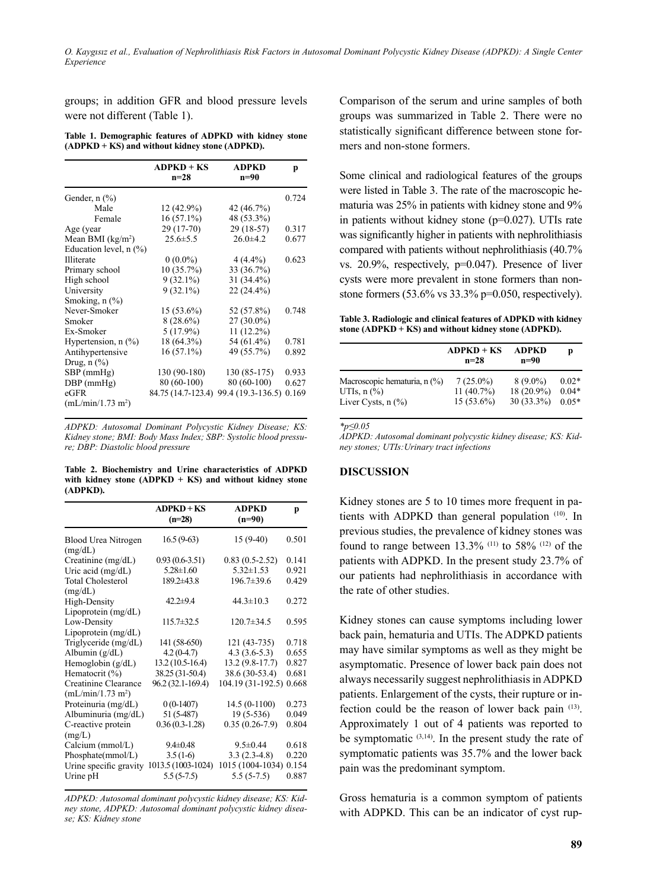groups; in addition GFR and blood pressure levels were not different (Table 1).

**Table 1. Demographic features of ADPKD with kidney stone (ADPKD + KS) and without kidney stone (ADPKD).**

| | ADPKD + KS n=28 | ADPKD n=90 | p |
|---|---|---|---|
| Gender, n (%) | | | 0.724 |
| Male | 12 (42.9%) | 42 (46.7%) | |
| Female | 16 (57.1%) | 48 (53.3%) | |
| Age (year | 29 (17-70) | 29 (18-57) | 0.317 |
| Mean BMI (kg/m²) | 25.6±5.5 | 26.0±4.2 | 0.677 |
| Education level, n (%) | | | |
| Illiterate | 0 (0.0%) | 4 (4.4%) | 0.623 |
| Primary school | 10 (35.7%) | 33 (36.7%) | |
| High school | 9 (32.1%) | 31 (34.4%) | |
| University | 9 (32.1%) | 22 (24.4%) | |
| Smoking, n (%) | | | |
| Never-Smoker | 15 (53.6%) | 52 (57.8%) | 0.748 |
| Smoker | 8 (28.6%) | 27 (30.0%) | |
| Ex-Smoker | 5 (17.9%) | 11 (12.2%) | |
| Hypertension, n (%) | 18 (64.3%) | 54 (61.4%) | 0.781 |
| Antihypertensive Drug, n (%) | 16 (57.1%) | 49 (55.7%) | 0.892 |
| SBP (mmHg) | 130 (90-180) | 130 (85-175) | 0.933 |
| DBP (mmHg) | 80 (60-100) | 80 (60-100) | 0.627 |
| eGFR (mL/min/1.73 m²) | 84.75 (14.7-123.4) | 99.4 (19.3-136.5) | 0.169 |

*ADPKD: Autosomal Dominant Polycystic Kidney Disease; KS: Kidney stone; BMI: Body Mass Index; SBP: Systolic blood pressure; DBP: Diastolic blood pressure*

**Table 2. Biochemistry and Urine characteristics of ADPKD with kidney stone (ADPKD + KS) and without kidney stone (ADPKD).**

| | ADPKD + KS (n=28) | ADPKD (n=90) | p |
|---|---|---|---|
| Blood Urea Nitrogen (mg/dL) | 16.5 (9-63) | 15 (9-40) | 0.501 |
| Creatinine (mg/dL) | 0.93 (0.6-3.51) | 0.83 (0.5-2.52) | 0.141 |
| Uric acid (mg/dL) | 5.28±1.60 | 5.32±1.53 | 0.921 |
| Total Cholesterol (mg/dL) | 189.2±43.8 | 196.7±39.6 | 0.429 |
| High-Density Lipoprotein (mg/dL) | 42.2±9.4 | 44.3±10.3 | 0.272 |
| Low-Density Lipoprotein (mg/dL) | 115.7±32.5 | 120.7±34.5 | 0.595 |
| Triglyceride (mg/dL) | 141 (58-650) | 121 (43-735) | 0.718 |
| Albumin (g/dL) | 4.2 (0-4.7) | 4.3 (3.6-5.3) | 0.655 |
| Hemoglobin (g/dL) | 13.2 (10.5-16.4) | 13.2 (9.8-17.7) | 0.827 |
| Hematocrit (%) | 38.25 (31-50.4) | 38.6 (30-53.4) | 0.681 |
| Creatinine Clearance (mL/min/1.73 m²) | 96.2 (32.1-169.4) | 104.19 (31-192.5) | 0.668 |
| Proteinuria (mg/dL) | 0 (0-1407) | 14.5 (0-1100) | 0.273 |
| Albuminuria (mg/dL) | 51 (5-487) | 19 (5-536) | 0.049 |
| C-reactive protein (mg/L) | 0.36 (0.3-1.28) | 0.35 (0.26-7.9) | 0.804 |
| Calcium (mmol/L) | 9.4±0.48 | 9.5±0.44 | 0.618 |
| Phosphate(mmol/L) | 3.5 (1-6) | 3.3 (2.3-4.8) | 0.220 |
| Urine specific gravity | 1013.5 (1003-1024) | 1015 (1004-1034) | 0.154 |
| Urine pH | 5.5 (5-7.5) | 5.5 (5-7.5) | 0.887 |

*ADPKD: Autosomal dominant polycystic kidney disease; KS: Kidney stone, ADPKD: Autosomal dominant polycystic kidney disease; KS: Kidney stone*

Comparison of the serum and urine samples of both groups was summarized in Table 2. There were no statistically significant difference between stone formers and non-stone formers.

Some clinical and radiological features of the groups were listed in Table 3. The rate of the macroscopic hematuria was 25% in patients with kidney stone and 9% in patients without kidney stone (p=0.027). UTIs rate was significantly higher in patients with nephrolithiasis compared with patients without nephrolithiasis (40.7% vs. 20.9%, respectively, p=0.047). Presence of liver cysts were more prevalent in stone formers than non-stone formers (53.6% vs 33.3% p=0.050, respectively).

**Table 3. Radiologic and clinical features of ADPKD with kidney stone (ADPKD + KS) and without kidney stone (ADPKD).**

| | ADPKD + KS n=28 | ADPKD n=90 | p |
|---|---|---|---|
| Macroscopic hematuria, n (%) | 7 (25.0%) | 8 (9.0%) | 0.02* |
| UTIs, n (%) | 11 (40.7%) | 18 (20.9%) | 0.04* |
| Liver Cysts, n (%) | 15 (53.6%) | 30 (33.3%) | 0.05* |

*$^{*}p \leq 0.05$*

*ADPKD: Autosomal dominant polycystic kidney disease; KS: Kidney stones; UTIs:Urinary tract infections*

## DISCUSSION

Kidney stones are 5 to 10 times more frequent in patients with ADPKD than general population [10]. In previous studies, the prevalence of kidney stones was found to range between 13.3% [11] to 58% [12] of the patients with ADPKD. In the present study 23.7% of our patients had nephrolithiasis in accordance with the rate of other studies.

Kidney stones can cause symptoms including lower back pain, hematuria and UTIs. The ADPKD patients may have similar symptoms as well as they might be asymptomatic. Presence of lower back pain does not always necessarily suggest nephrolithiasis in ADPKD patients. Enlargement of the cysts, their rupture or infection could be the reason of lower back pain [13]. Approximately 1 out of 4 patients was reported to be symptomatic [3,14]. In the present study the rate of symptomatic patients was 35.7% and the lower back pain was the predominant symptom.

Gross hematuria is a common symptom of patients with ADPKD. This can be an indicator of cyst rup-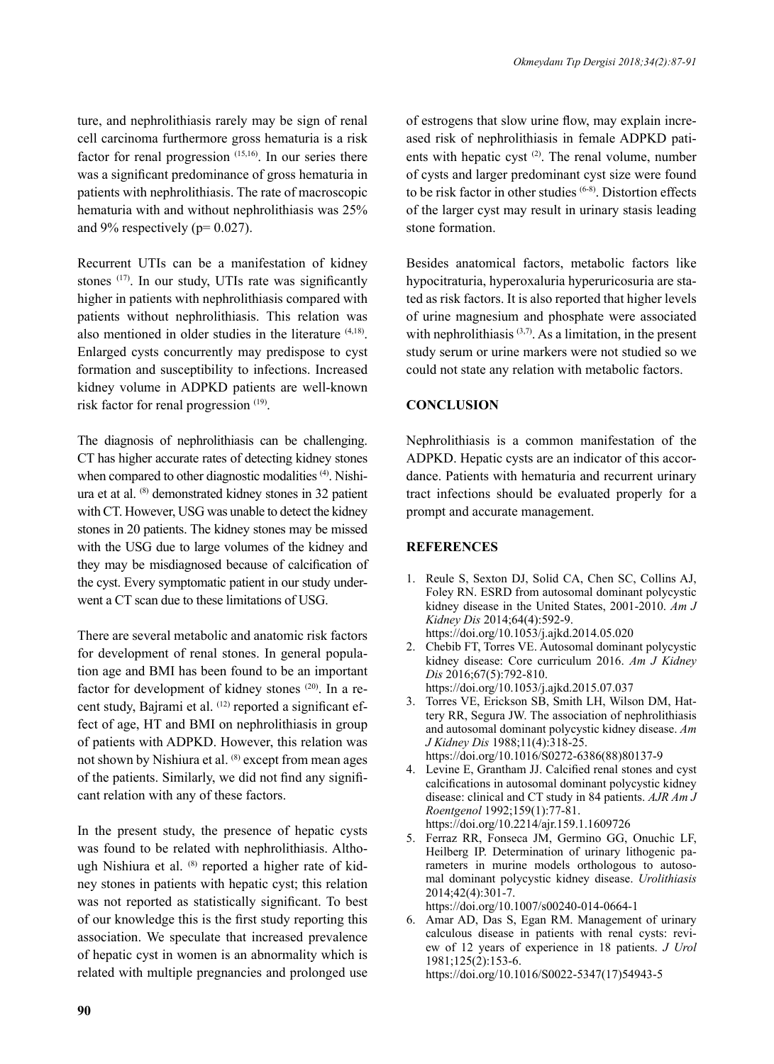ture, and nephrolithiasis rarely may be sign of renal cell carcinoma furthermore gross hematuria is a risk factor for renal progression [15,16]. In our series there was a significant predominance of gross hematuria in patients with nephrolithiasis. The rate of macroscopic hematuria with and without nephrolithiasis was 25% and 9% respectively ($p = 0.027$).

Recurrent UTIs can be a manifestation of kidney stones [17]. In our study, UTIs rate was significantly higher in patients with nephrolithiasis compared with patients without nephrolithiasis. This relation was also mentioned in older studies in the literature [4,18]. Enlarged cysts concurrently may predispose to cyst formation and susceptibility to infections. Increased kidney volume in ADPKD patients are well-known risk factor for renal progression [19].

The diagnosis of nephrolithiasis can be challenging. CT has higher accurate rates of detecting kidney stones when compared to other diagnostic modalities [4]. Nishiura et at al. [8] demonstrated kidney stones in 32 patient with CT. However, USG was unable to detect the kidney stones in 20 patients. The kidney stones may be missed with the USG due to large volumes of the kidney and they may be misdiagnosed because of calcification of the cyst. Every symptomatic patient in our study underwent a CT scan due to these limitations of USG.

There are several metabolic and anatomic risk factors for development of renal stones. In general population age and BMI has been found to be an important factor for development of kidney stones [20]. In a recent study, Bajrami et al. [12] reported a significant effect of age, HT and BMI on nephrolithiasis in group of patients with ADPKD. However, this relation was not shown by Nishiura et al. [8] except from mean ages of the patients. Similarly, we did not find any significant relation with any of these factors.

In the present study, the presence of hepatic cysts was found to be related with nephrolithiasis. Although Nishiura et al. [8] reported a higher rate of kidney stones in patients with hepatic cyst; this relation was not reported as statistically significant. To best of our knowledge this is the first study reporting this association. We speculate that increased prevalence of hepatic cyst in women is an abnormality which is related with multiple pregnancies and prolonged use of estrogens that slow urine flow, may explain increased risk of nephrolithiasis in female ADPKD patients with hepatic cyst [2]. The renal volume, number of cysts and larger predominant cyst size were found to be risk factor in other studies [6-8]. Distortion effects of the larger cyst may result in urinary stasis leading stone formation.

Besides anatomical factors, metabolic factors like hypocitraturia, hyperoxaluria hyperuricosuria are stated as risk factors. It is also reported that higher levels of urine magnesium and phosphate were associated with nephrolithiasis [3,7]. As a limitation, in the present study serum or urine markers were not studied so we could not state any relation with metabolic factors.

## CONCLUSION

Nephrolithiasis is a common manifestation of the ADPKD. Hepatic cysts are an indicator of this accordance. Patients with hematuria and recurrent urinary tract infections should be evaluated properly for a prompt and accurate management.

## REFERENCES

1. Reule S, Sexton DJ, Solid CA, Chen SC, Collins AJ, Foley RN. ESRD from autosomal dominant polycystic kidney disease in the United States, 2001-2010. *Am J Kidney Dis* 2014;64(4):592-9. https://doi.org/10.1053/j.ajkd.2014.05.020
2. Chebib FT, Torres VE. Autosomal dominant polycystic kidney disease: Core curriculum 2016. *Am J Kidney Dis* 2016;67(5):792-810. https://doi.org/10.1053/j.ajkd.2015.07.037
3. Torres VE, Erickson SB, Smith LH, Wilson DM, Hattery RR, Segura JW. The association of nephrolithiasis and autosomal dominant polycystic kidney disease. *Am J Kidney Dis* 1988;11(4):318-25. https://doi.org/10.1016/S0272-6386(88)80137-9
4. Levine E, Grantham JJ. Calcified renal stones and cyst calcifications in autosomal dominant polycystic kidney disease: clinical and CT study in 84 patients. *AJR Am J Roentgenol* 1992;159(1):77-81. https://doi.org/10.2214/ajr.159.1.1609726
5. Ferraz RR, Fonseca JM, Germino GG, Onuchic LF, Heilberg IP. Determination of urinary lithogenic parameters in murine models orthologous to autosomal dominant polycystic kidney disease. *Urolithiasis* 2014;42(4):301-7. https://doi.org/10.1007/s00240-014-0664-1
6. Amar AD, Das S, Egan RM. Management of urinary calculous disease in patients with renal cysts: review of 12 years of experience in 18 patients. *J Urol* 1981;125(2):153-6. https://doi.org/10.1016/S0022-5347(17)54943-5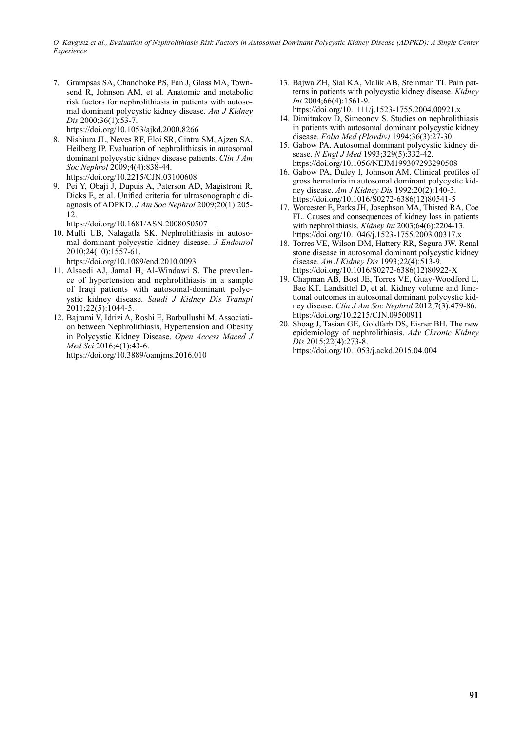7. Grampsas SA, Chandhoke PS, Fan J, Glass MA, Townsend R, Johnson AM, et al. Anatomic and metabolic risk factors for nephrolithiasis in patients with autosomal dominant polycystic kidney disease. *Am J Kidney Dis* 2000;36(1):53-7. https://doi.org/10.1053/ajkd.2000.8266
8. Nishiura JL, Neves RF, Eloi SR, Cintra SM, Ajzen SA, Heilberg IP. Evaluation of nephrolithiasis in autosomal dominant polycystic kidney disease patients. *Clin J Am Soc Nephrol* 2009;4(4):838-44. https://doi.org/10.2215/CJN.03100608
9. Pei Y, Obaji J, Dupuis A, Paterson AD, Magistroni R, Dicks E, et al. Unified criteria for ultrasonographic diagnosis of ADPKD. *J Am Soc Nephrol* 2009;20(1):205-12. https://doi.org/10.1681/ASN.2008050507
10. Mufti UB, Nalagatla SK. Nephrolithiasis in autosomal dominant polycystic kidney disease. *J Endourol* 2010;24(10):1557-61. https://doi.org/10.1089/end.2010.0093
11. Alsaedi AJ, Jamal H, Al-Windawi S. The prevalence of hypertension and nephrolithiasis in a sample of Iraqi patients with autosomal-dominant polycystic kidney disease. *Saudi J Kidney Dis Transpl* 2011;22(5):1044-5.
12. Bajrami V, Idrizi A, Roshi E, Barbullushi M. Association between Nephrolithiasis, Hypertension and Obesity in Polycystic Kidney Disease. *Open Access Maced J Med Sci* 2016;4(1):43-6. https://doi.org/10.3889/oamjms.2016.010
13. Bajwa ZH, Sial KA, Malik AB, Steinman TI. Pain patterns in patients with polycystic kidney disease. *Kidney Int* 2004;66(4):1561-9. https://doi.org/10.1111/j.1523-1755.2004.00921.x
14. Dimitrakov D, Simeonov S. Studies on nephrolithiasis in patients with autosomal dominant polycystic kidney disease. *Folia Med (Plovdiv)* 1994;36(3):27-30.
15. Gabow PA. Autosomal dominant polycystic kidney disease. *N Engl J Med* 1993;329(5):332-42. https://doi.org/10.1056/NEJM199307293290508
16. Gabow PA, Duley I, Johnson AM. Clinical profiles of gross hematuria in autosomal dominant polycystic kidney disease. *Am J Kidney Dis* 1992;20(2):140-3. https://doi.org/10.1016/S0272-6386(12)80541-5
17. Worcester E, Parks JH, Josephson MA, Thisted RA, Coe FL. Causes and consequences of kidney loss in patients with nephrolithiasis. *Kidney Int* 2003;64(6):2204-13. https://doi.org/10.1046/j.1523-1755.2003.00317.x
18. Torres VE, Wilson DM, Hattery RR, Segura JW. Renal stone disease in autosomal dominant polycystic kidney disease. *Am J Kidney Dis* 1993;22(4):513-9. https://doi.org/10.1016/S0272-6386(12)80922-X
19. Chapman AB, Bost JE, Torres VE, Guay-Woodford L, Bae KT, Landsittel D, et al. Kidney volume and functional outcomes in autosomal dominant polycystic kidney disease. *Clin J Am Soc Nephrol* 2012;7(3):479-86. https://doi.org/10.2215/CJN.09500911
20. Shoag J, Tasian GE, Goldfarb DS, Eisner BH. The new epidemiology of nephrolithiasis. *Adv Chronic Kidney Dis* 2015;22(4):273-8. https://doi.org/10.1053/j.ackd.2015.04.004